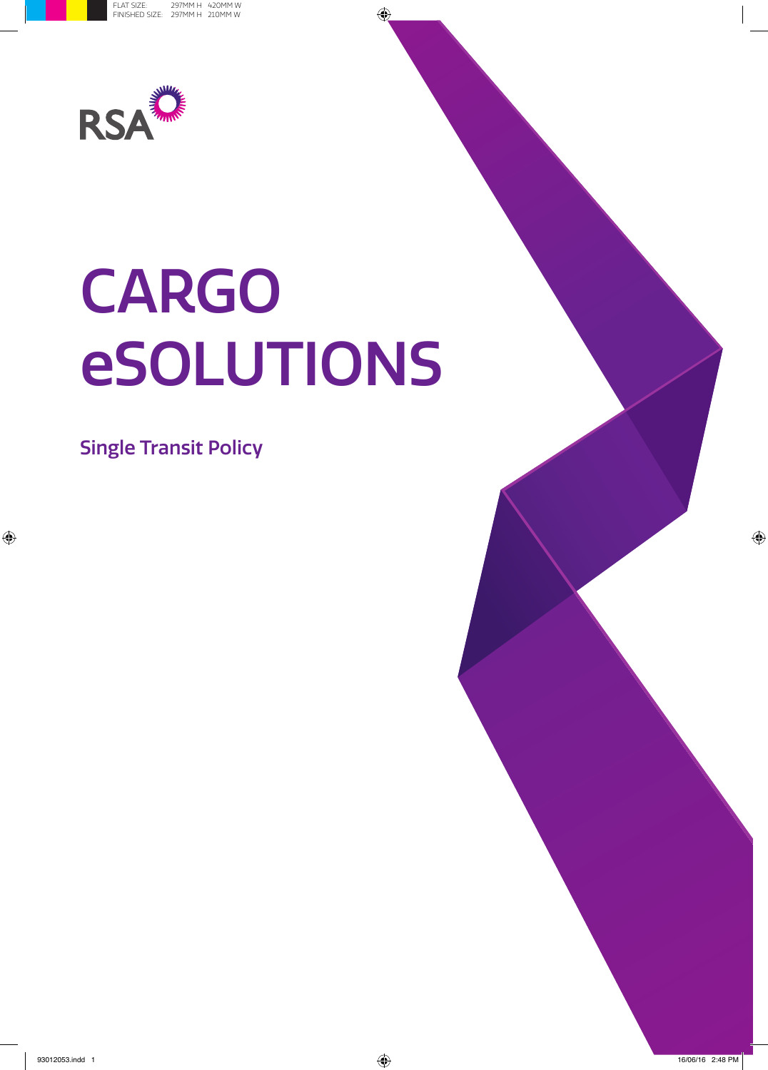RSA

# CARGO eSOLUTIONS

## Single Transit Policy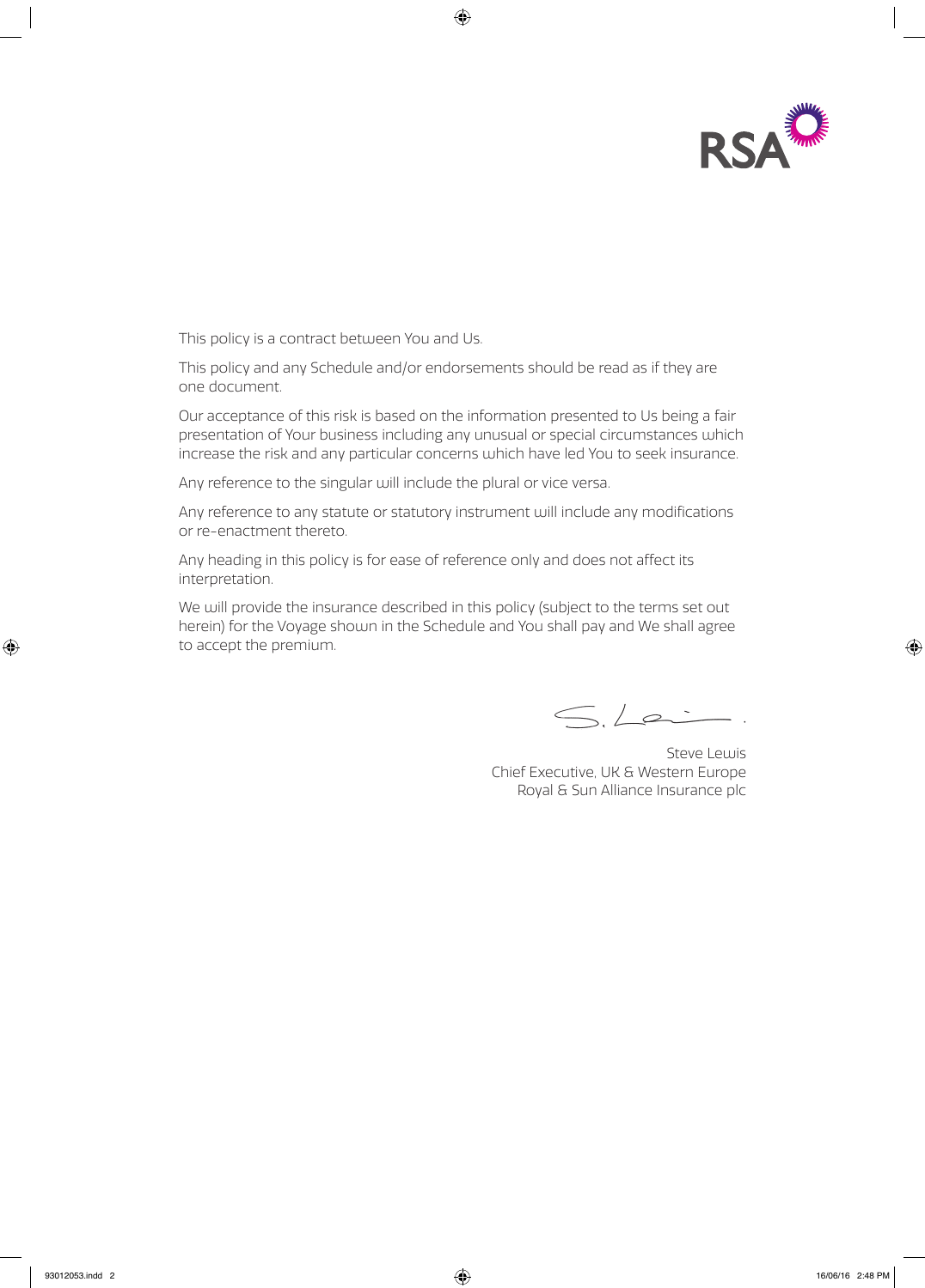This policy is a contract between You and Us.

This policy and any Schedule and/or endorsements should be read as if they are one document.

Our acceptance of this risk is based on the information presented to Us being a fair presentation of Your business including any unusual or special circumstances which increase the risk and any particular concerns which have led You to seek insurance.

Any reference to the singular will include the plural or vice versa.

Any reference to any statute or statutory instrument will include any modifications or re-enactment thereto.

Any heading in this policy is for ease of reference only and does not affect its interpretation.

We will provide the insurance described in this policy (subject to the terms set out herein) for the Voyage shown in the Schedule and You shall pay and We shall agree to accept the premium.

Steve Lewis
Chief Executive, UK & Western Europe
Royal & Sun Alliance Insurance plc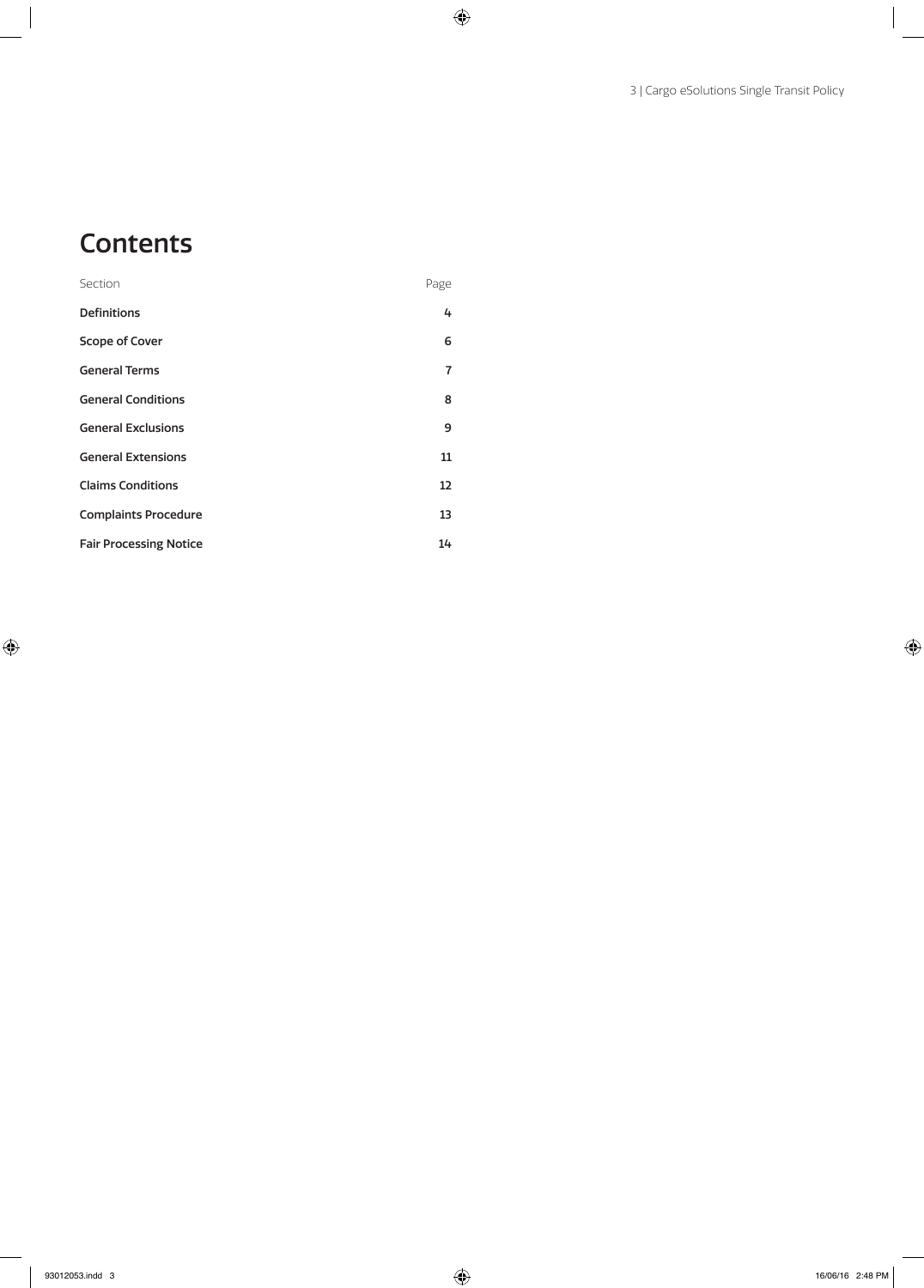# Contents

| Section | Page |
|---|---|
| **Definitions** | **4** |
| **Scope of Cover** | **6** |
| **General Terms** | **7** |
| **General Conditions** | **8** |
| **General Exclusions** | **9** |
| **General Extensions** | **11** |
| **Claims Conditions** | **12** |
| **Complaints Procedure** | **13** |
| **Fair Processing Notice** | **14** |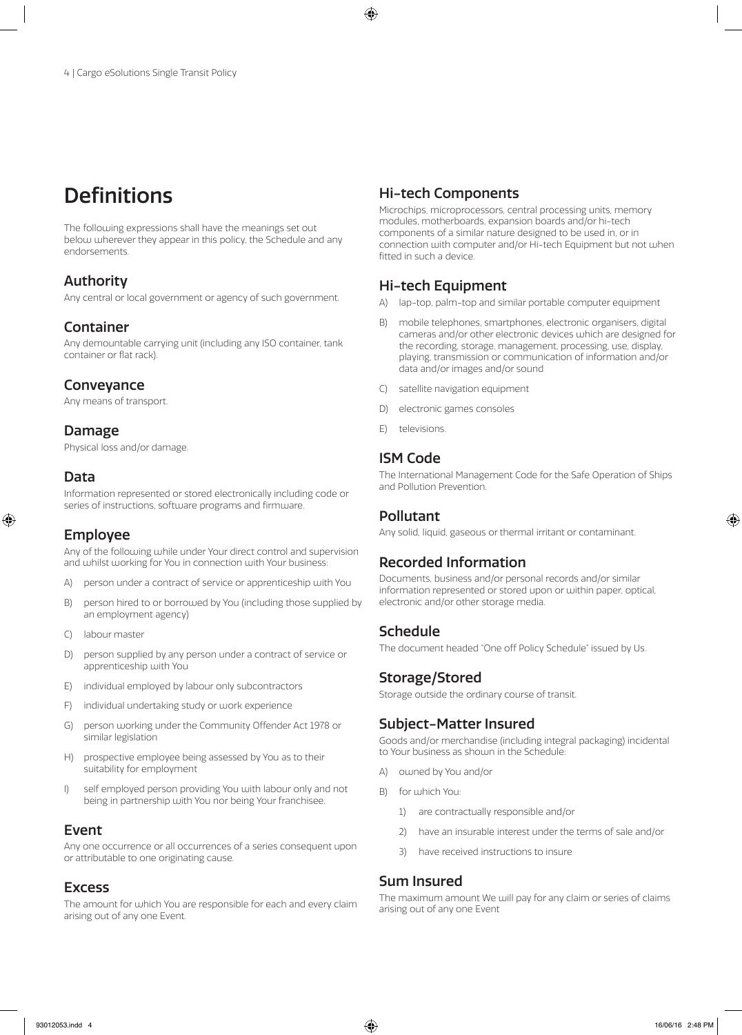# Definitions

The following expressions shall have the meanings set out below wherever they appear in this policy, the Schedule and any endorsements.

## Authority

Any central or local government or agency of such government.

## Container

Any demountable carrying unit (including any ISO container, tank container or flat rack).

## Conveyance

Any means of transport.

## Damage

Physical loss and/or damage.

## Data

Information represented or stored electronically including code or series of instructions, software programs and firmware.

## Employee

Any of the following while under Your direct control and supervision and whilst working for You in connection with Your business:

A) person under a contract of service or apprenticeship with You

B) person hired to or borrowed by You (including those supplied by an employment agency)

C) labour master

D) person supplied by any person under a contract of service or apprenticeship with You

E) individual employed by labour only subcontractors

F) individual undertaking study or work experience

G) person working under the Community Offender Act 1978 or similar legislation

H) prospective employee being assessed by You as to their suitability for employment

I) self employed person providing You with labour only and not being in partnership with You nor being Your franchisee.

## Event

Any one occurrence or all occurrences of a series consequent upon or attributable to one originating cause.

## Excess

The amount for which You are responsible for each and every claim arising out of any one Event.

## Hi-tech Components

Microchips, microprocessors, central processing units, memory modules, motherboards, expansion boards and/or hi-tech components of a similar nature designed to be used in, or in connection with computer and/or Hi-tech Equipment but not when fitted in such a device.

## Hi-tech Equipment

A) lap-top, palm-top and similar portable computer equipment

B) mobile telephones, smartphones, electronic organisers, digital cameras and/or other electronic devices which are designed for the recording, storage, management, processing, use, display, playing, transmission or communication of information and/or data and/or images and/or sound

C) satellite navigation equipment

D) electronic games consoles

E) televisions.

## ISM Code

The International Management Code for the Safe Operation of Ships and Pollution Prevention.

## Pollutant

Any solid, liquid, gaseous or thermal irritant or contaminant.

## Recorded Information

Documents, business and/or personal records and/or similar information represented or stored upon or within paper, optical, electronic and/or other storage media.

## Schedule

The document headed "One off Policy Schedule" issued by Us.

## Storage/Stored

Storage outside the ordinary course of transit.

## Subject-Matter Insured

Goods and/or merchandise (including integral packaging) incidental to Your business as shown in the Schedule:

A) owned by You and/or

B) for which You:

   1) are contractually responsible and/or

   2) have an insurable interest under the terms of sale and/or

   3) have received instructions to insure

## Sum Insured

The maximum amount We will pay for any claim or series of claims arising out of any one Event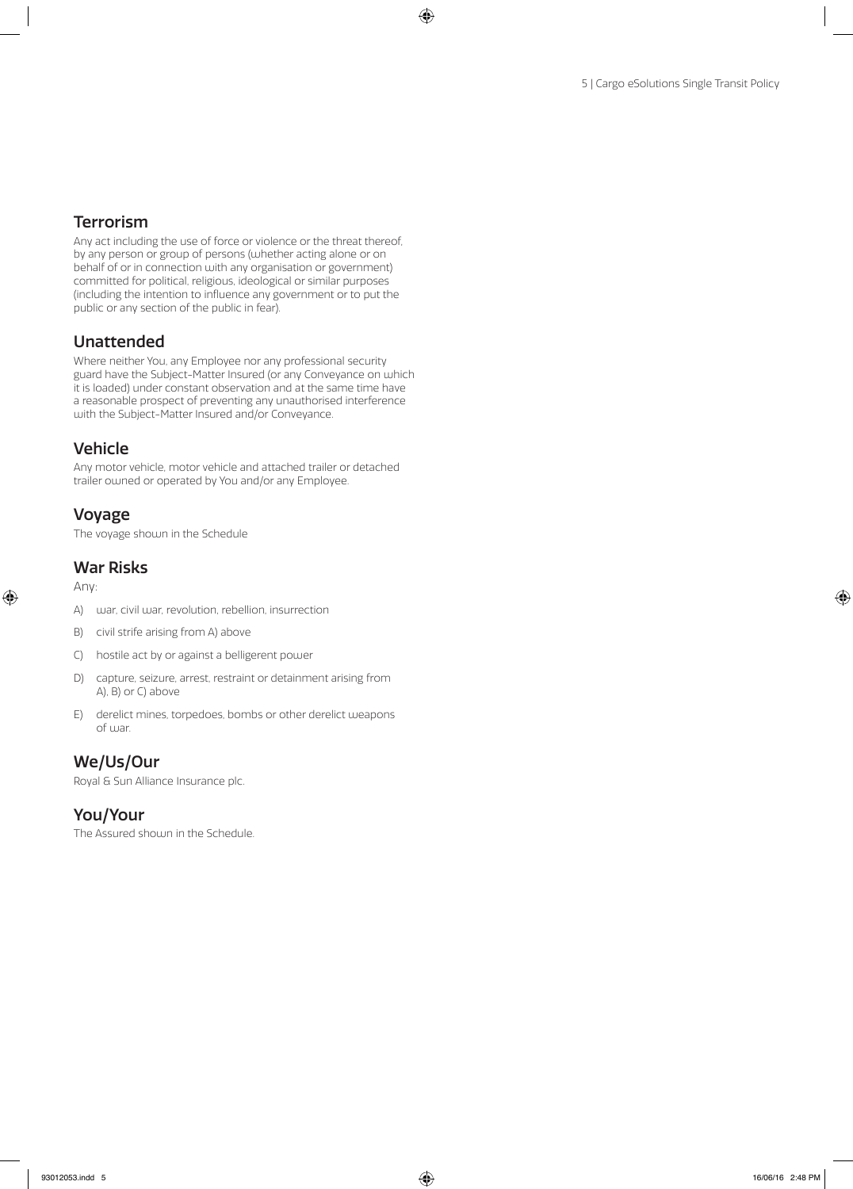## Terrorism

Any act including the use of force or violence or the threat thereof, by any person or group of persons (whether acting alone or on behalf of or in connection with any organisation or government) committed for political, religious, ideological or similar purposes (including the intention to influence any government or to put the public or any section of the public in fear).

## Unattended

Where neither You, any Employee nor any professional security guard have the Subject-Matter Insured (or any Conveyance on which it is loaded) under constant observation and at the same time have a reasonable prospect of preventing any unauthorised interference with the Subject-Matter Insured and/or Conveyance.

## Vehicle

Any motor vehicle, motor vehicle and attached trailer or detached trailer owned or operated by You and/or any Employee.

## Voyage

The voyage shown in the Schedule

## War Risks

Any:

A) war, civil war, revolution, rebellion, insurrection

B) civil strife arising from A) above

C) hostile act by or against a belligerent power

D) capture, seizure, arrest, restraint or detainment arising from A), B) or C) above

E) derelict mines, torpedoes, bombs or other derelict weapons of war.

## We/Us/Our

Royal & Sun Alliance Insurance plc.

## You/Your

The Assured shown in the Schedule.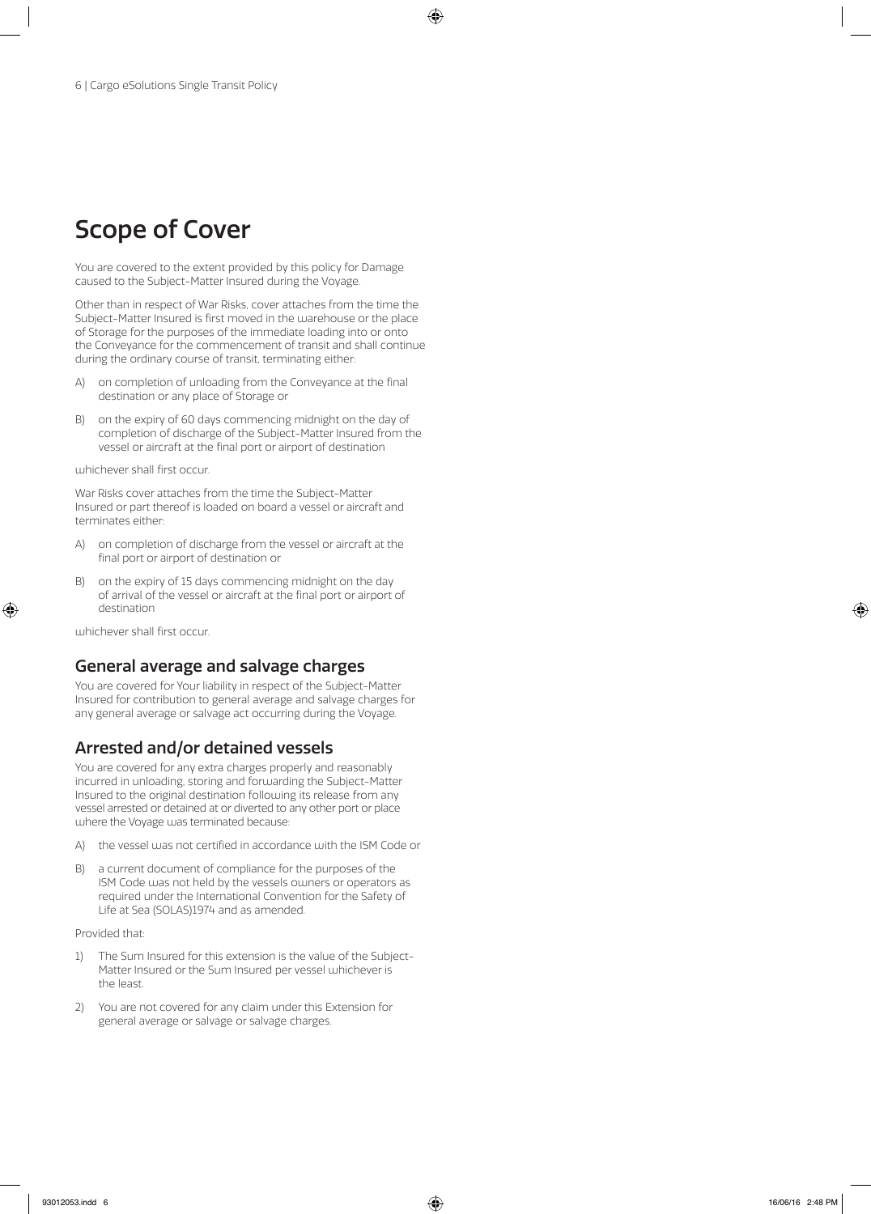# Scope of Cover

You are covered to the extent provided by this policy for Damage caused to the Subject-Matter Insured during the Voyage.

Other than in respect of War Risks, cover attaches from the time the Subject-Matter Insured is first moved in the warehouse or the place of Storage for the purposes of the immediate loading into or onto the Conveyance for the commencement of transit and shall continue during the ordinary course of transit, terminating either:

A) on completion of unloading from the Conveyance at the final destination or any place of Storage or

B) on the expiry of 60 days commencing midnight on the day of completion of discharge of the Subject-Matter Insured from the vessel or aircraft at the final port or airport of destination

whichever shall first occur.

War Risks cover attaches from the time the Subject-Matter Insured or part thereof is loaded on board a vessel or aircraft and terminates either:

A) on completion of discharge from the vessel or aircraft at the final port or airport of destination or

B) on the expiry of 15 days commencing midnight on the day of arrival of the vessel or aircraft at the final port or airport of destination

whichever shall first occur.

## General average and salvage charges

You are covered for Your liability in respect of the Subject-Matter Insured for contribution to general average and salvage charges for any general average or salvage act occurring during the Voyage.

## Arrested and/or detained vessels

You are covered for any extra charges properly and reasonably incurred in unloading, storing and forwarding the Subject-Matter Insured to the original destination following its release from any vessel arrested or detained at or diverted to any other port or place where the Voyage was terminated because:

A) the vessel was not certified in accordance with the ISM Code or

B) a current document of compliance for the purposes of the ISM Code was not held by the vessels owners or operators as required under the International Convention for the Safety of Life at Sea (SOLAS)1974 and as amended.

Provided that:

1) The Sum Insured for this extension is the value of the Subject-Matter Insured or the Sum Insured per vessel whichever is the least.

2) You are not covered for any claim under this Extension for general average or salvage or salvage charges.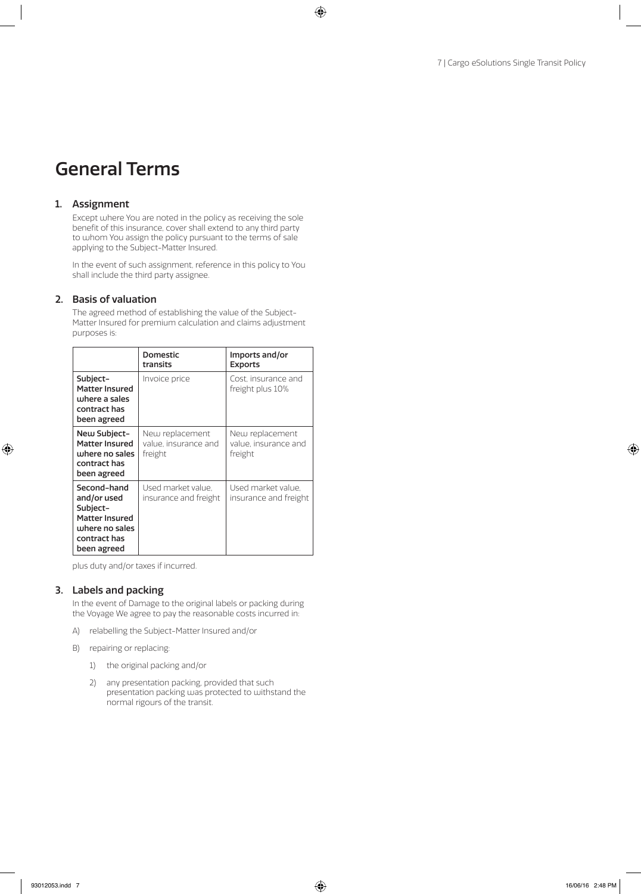# General Terms

## 1. Assignment

Except where You are noted in the policy as receiving the sole benefit of this insurance, cover shall extend to any third party to whom You assign the policy pursuant to the terms of sale applying to the Subject-Matter Insured.

In the event of such assignment, reference in this policy to You shall include the third party assignee.

## 2. Basis of valuation

The agreed method of establishing the value of the Subject-Matter Insured for premium calculation and claims adjustment purposes is:

| | **Domestic transits** | **Imports and/or Exports** |
|---|---|---|
| **Subject-Matter Insured where a sales contract has been agreed** | Invoice price | Cost, insurance and freight plus 10% |
| **New Subject-Matter Insured where no sales contract has been agreed** | New replacement value, insurance and freight | New replacement value, insurance and freight |
| **Second-hand and/or used Subject-Matter Insured where no sales contract has been agreed** | Used market value, insurance and freight | Used market value, insurance and freight |

plus duty and/or taxes if incurred.

## 3. Labels and packing

In the event of Damage to the original labels or packing during the Voyage We agree to pay the reasonable costs incurred in:

A) relabelling the Subject-Matter Insured and/or

B) repairing or replacing:

   1) the original packing and/or

   2) any presentation packing, provided that such presentation packing was protected to withstand the normal rigours of the transit.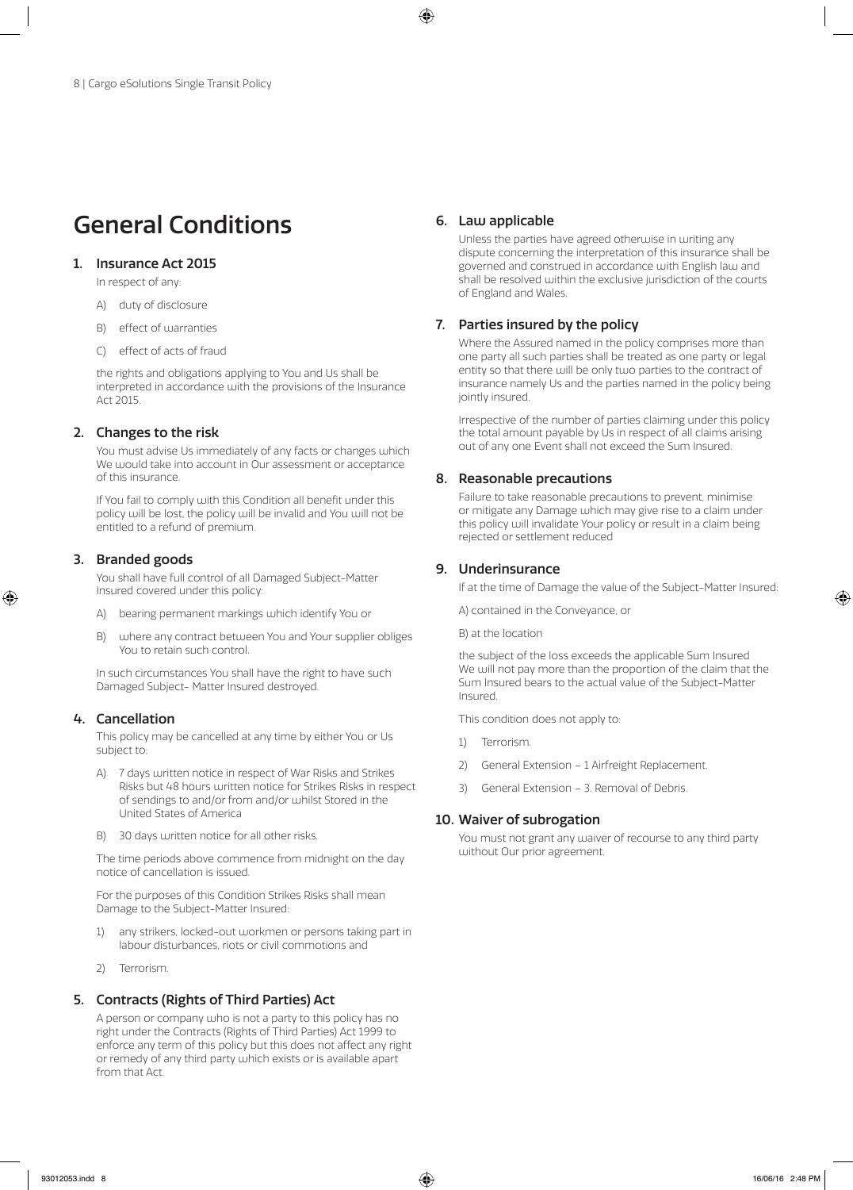# General Conditions

## 1. Insurance Act 2015

In respect of any:

A) duty of disclosure

B) effect of warranties

C) effect of acts of fraud

the rights and obligations applying to You and Us shall be interpreted in accordance with the provisions of the Insurance Act 2015.

## 2. Changes to the risk

You must advise Us immediately of any facts or changes which We would take into account in Our assessment or acceptance of this insurance.

If You fail to comply with this Condition all benefit under this policy will be lost, the policy will be invalid and You will not be entitled to a refund of premium.

## 3. Branded goods

You shall have full control of all Damaged Subject-Matter Insured covered under this policy:

A) bearing permanent markings which identify You or

B) where any contract between You and Your supplier obliges You to retain such control.

In such circumstances You shall have the right to have such Damaged Subject- Matter Insured destroyed.

## 4. Cancellation

This policy may be cancelled at any time by either You or Us subject to:

A) 7 days written notice in respect of War Risks and Strikes Risks but 48 hours written notice for Strikes Risks in respect of sendings to and/or from and/or whilst Stored in the United States of America

B) 30 days written notice for all other risks.

The time periods above commence from midnight on the day notice of cancellation is issued.

For the purposes of this Condition Strikes Risks shall mean Damage to the Subject-Matter Insured:

1) any strikers, locked-out workmen or persons taking part in labour disturbances, riots or civil commotions and

2) Terrorism.

## 5. Contracts (Rights of Third Parties) Act

A person or company who is not a party to this policy has no right under the Contracts (Rights of Third Parties) Act 1999 to enforce any term of this policy but this does not affect any right or remedy of any third party which exists or is available apart from that Act.

## 6. Law applicable

Unless the parties have agreed otherwise in writing any dispute concerning the interpretation of this insurance shall be governed and construed in accordance with English law and shall be resolved within the exclusive jurisdiction of the courts of England and Wales.

## 7. Parties insured by the policy

Where the Assured named in the policy comprises more than one party all such parties shall be treated as one party or legal entity so that there will be only two parties to the contract of insurance namely Us and the parties named in the policy being jointly insured.

Irrespective of the number of parties claiming under this policy the total amount payable by Us in respect of all claims arising out of any one Event shall not exceed the Sum Insured.

## 8. Reasonable precautions

Failure to take reasonable precautions to prevent, minimise or mitigate any Damage which may give rise to a claim under this policy will invalidate Your policy or result in a claim being rejected or settlement reduced

## 9. Underinsurance

If at the time of Damage the value of the Subject-Matter Insured:

A) contained in the Conveyance, or

B) at the location

the subject of the loss exceeds the applicable Sum Insured We will not pay more than the proportion of the claim that the Sum Insured bears to the actual value of the Subject-Matter Insured.

This condition does not apply to:

1) Terrorism.

2) General Extension – 1 Airfreight Replacement.

3) General Extension – 3. Removal of Debris.

## 10. Waiver of subrogation

You must not grant any waiver of recourse to any third party without Our prior agreement.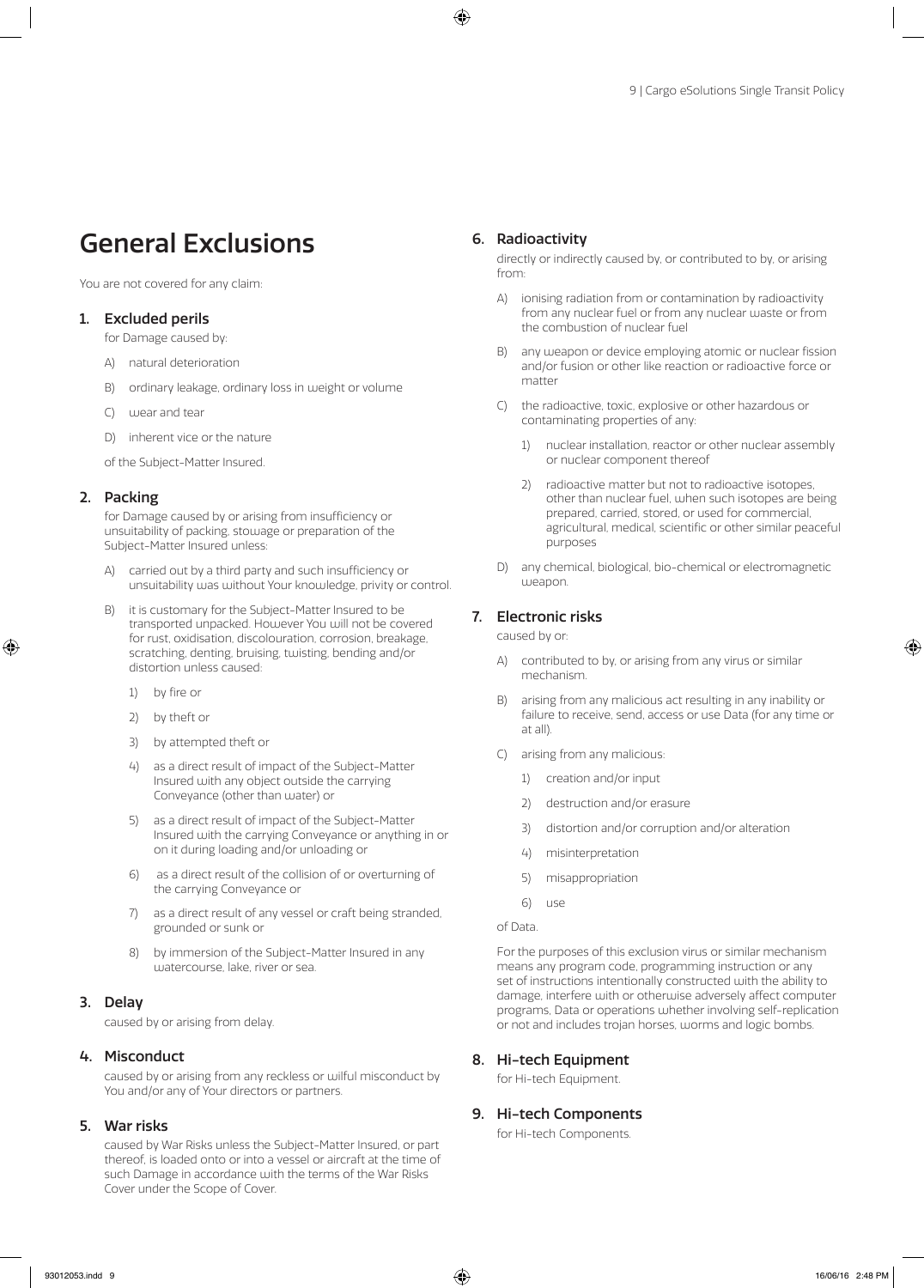# General Exclusions

You are not covered for any claim:

### 1. Excluded perils

for Damage caused by:

A) natural deterioration

B) ordinary leakage, ordinary loss in weight or volume

C) wear and tear

D) inherent vice or the nature

of the Subject-Matter Insured.

### 2. Packing

for Damage caused by or arising from insufficiency or unsuitability of packing, stowage or preparation of the Subject-Matter Insured unless:

A) carried out by a third party and such insufficiency or unsuitability was without Your knowledge, privity or control.

B) it is customary for the Subject-Matter Insured to be transported unpacked. However You will not be covered for rust, oxidisation, discolouration, corrosion, breakage, scratching, denting, bruising, twisting, bending and/or distortion unless caused:

1) by fire or

2) by theft or

3) by attempted theft or

4) as a direct result of impact of the Subject-Matter Insured with any object outside the carrying Conveyance (other than water) or

5) as a direct result of impact of the Subject-Matter Insured with the carrying Conveyance or anything in or on it during loading and/or unloading or

6) as a direct result of the collision of or overturning of the carrying Conveyance or

7) as a direct result of any vessel or craft being stranded, grounded or sunk or

8) by immersion of the Subject-Matter Insured in any watercourse, lake, river or sea.

### 3. Delay

caused by or arising from delay.

### 4. Misconduct

caused by or arising from any reckless or wilful misconduct by You and/or any of Your directors or partners.

### 5. War risks

caused by War Risks unless the Subject-Matter Insured, or part thereof, is loaded onto or into a vessel or aircraft at the time of such Damage in accordance with the terms of the War Risks Cover under the Scope of Cover.

### 6. Radioactivity

directly or indirectly caused by, or contributed to by, or arising from:

A) ionising radiation from or contamination by radioactivity from any nuclear fuel or from any nuclear waste or from the combustion of nuclear fuel

B) any weapon or device employing atomic or nuclear fission and/or fusion or other like reaction or radioactive force or matter

C) the radioactive, toxic, explosive or other hazardous or contaminating properties of any:

1) nuclear installation, reactor or other nuclear assembly or nuclear component thereof

2) radioactive matter but not to radioactive isotopes, other than nuclear fuel, when such isotopes are being prepared, carried, stored, or used for commercial, agricultural, medical, scientific or other similar peaceful purposes

D) any chemical, biological, bio-chemical or electromagnetic weapon.

### 7. Electronic risks

caused by or:

A) contributed to by, or arising from any virus or similar mechanism.

B) arising from any malicious act resulting in any inability or failure to receive, send, access or use Data (for any time or at all).

C) arising from any malicious:

1) creation and/or input

2) destruction and/or erasure

3) distortion and/or corruption and/or alteration

4) misinterpretation

5) misappropriation

6) use

of Data.

For the purposes of this exclusion virus or similar mechanism means any program code, programming instruction or any set of instructions intentionally constructed with the ability to damage, interfere with or otherwise adversely affect computer programs, Data or operations whether involving self-replication or not and includes trojan horses, worms and logic bombs.

### 8. Hi-tech Equipment

for Hi-tech Equipment.

### 9. Hi-tech Components

for Hi-tech Components.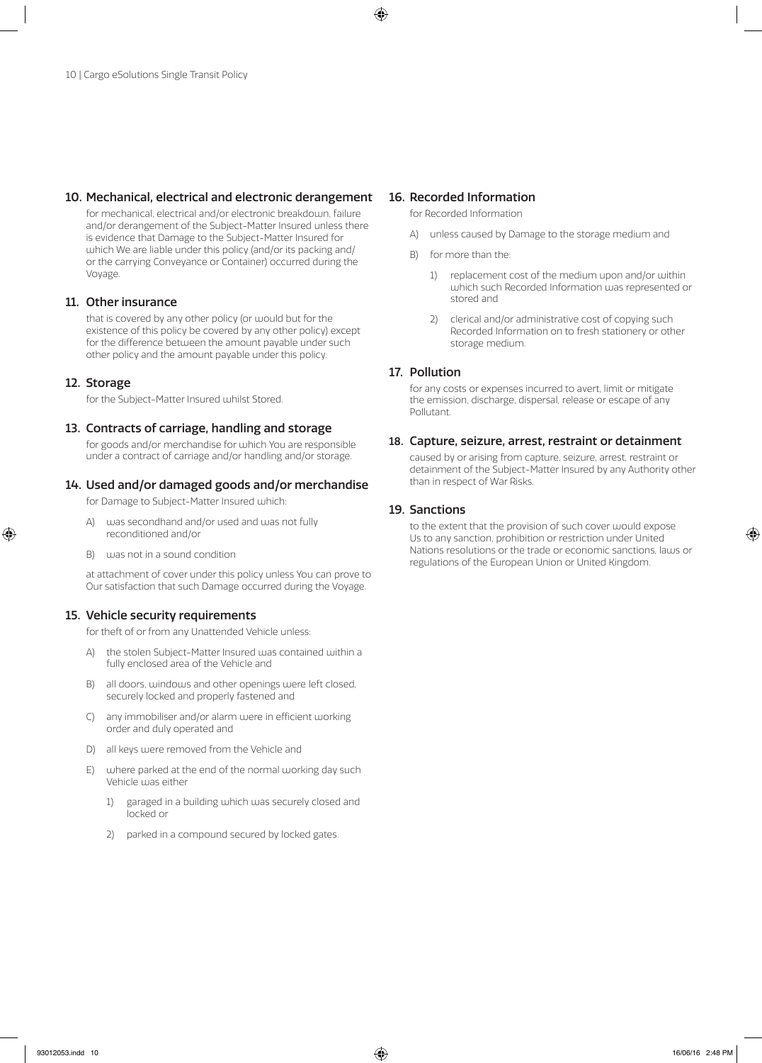## 10. Mechanical, electrical and electronic derangement

for mechanical, electrical and/or electronic breakdown, failure and/or derangement of the Subject-Matter Insured unless there is evidence that Damage to the Subject-Matter Insured for which We are liable under this policy (and/or its packing and/or the carrying Conveyance or Container) occurred during the Voyage.

## 11. Other insurance

that is covered by any other policy (or would but for the existence of this policy be covered by any other policy) except for the difference between the amount payable under such other policy and the amount payable under this policy.

## 12. Storage

for the Subject-Matter Insured whilst Stored.

## 13. Contracts of carriage, handling and storage

for goods and/or merchandise for which You are responsible under a contract of carriage and/or handling and/or storage.

## 14. Used and/or damaged goods and/or merchandise

for Damage to Subject-Matter Insured which:

A) was secondhand and/or used and was not fully reconditioned and/or

B) was not in a sound condition

at attachment of cover under this policy unless You can prove to Our satisfaction that such Damage occurred during the Voyage.

## 15. Vehicle security requirements

for theft of or from any Unattended Vehicle unless:

A) the stolen Subject-Matter Insured was contained within a fully enclosed area of the Vehicle and

B) all doors, windows and other openings were left closed, securely locked and properly fastened and

C) any immobiliser and/or alarm were in efficient working order and duly operated and

D) all keys were removed from the Vehicle and

E) where parked at the end of the normal working day such Vehicle was either

1) garaged in a building which was securely closed and locked or

2) parked in a compound secured by locked gates.

## 16. Recorded Information

for Recorded Information

A) unless caused by Damage to the storage medium and

B) for more than the:

1) replacement cost of the medium upon and/or within which such Recorded Information was represented or stored and

2) clerical and/or administrative cost of copying such Recorded Information on to fresh stationery or other storage medium.

## 17. Pollution

for any costs or expenses incurred to avert, limit or mitigate the emission, discharge, dispersal, release or escape of any Pollutant.

## 18. Capture, seizure, arrest, restraint or detainment

caused by or arising from capture, seizure, arrest, restraint or detainment of the Subject-Matter Insured by any Authority other than in respect of War Risks.

## 19. Sanctions

to the extent that the provision of such cover would expose Us to any sanction, prohibition or restriction under United Nations resolutions or the trade or economic sanctions, laws or regulations of the European Union or United Kingdom.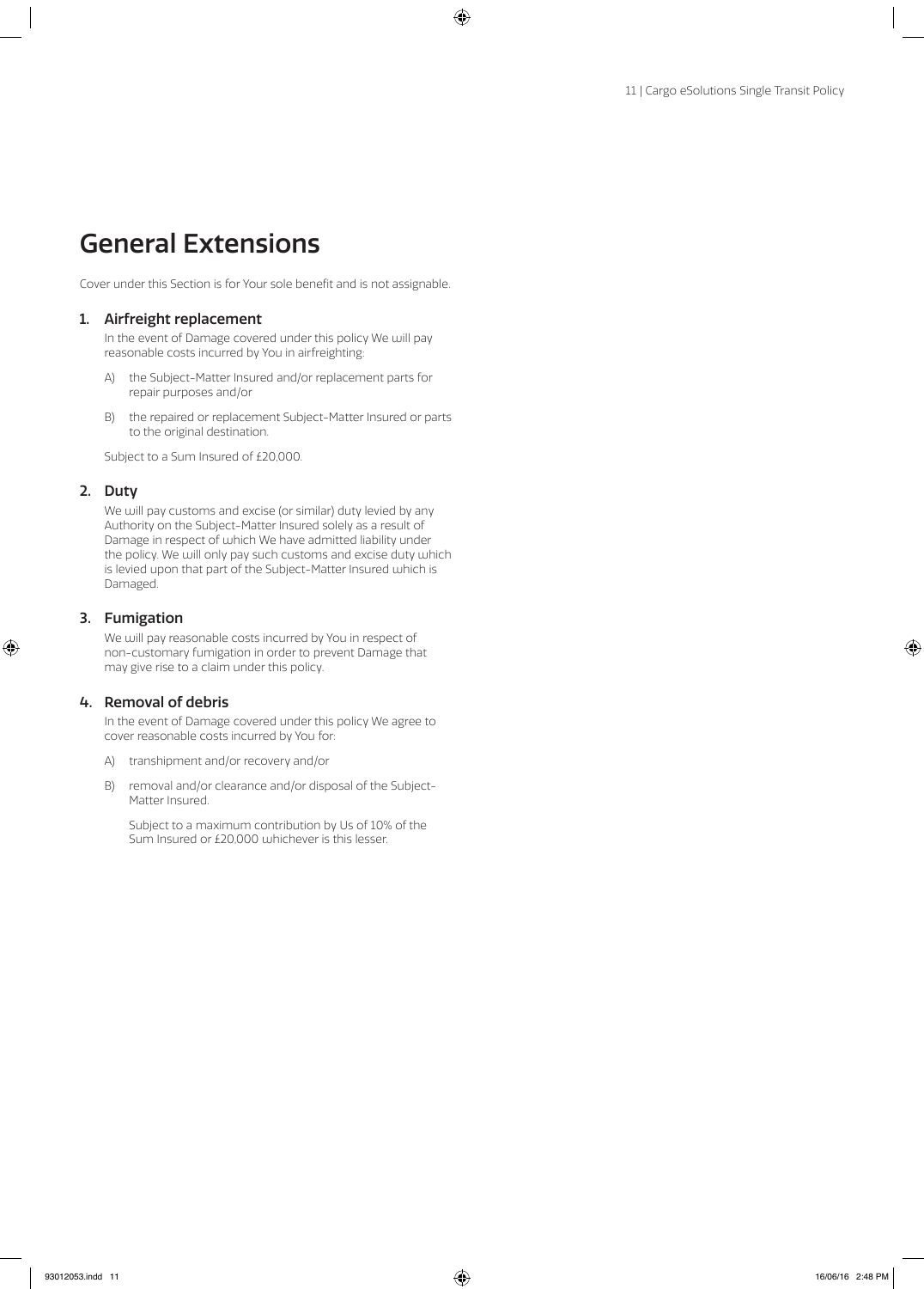# General Extensions

Cover under this Section is for Your sole benefit and is not assignable.

## 1. Airfreight replacement

In the event of Damage covered under this policy We will pay reasonable costs incurred by You in airfreighting:

A) the Subject-Matter Insured and/or replacement parts for repair purposes and/or

B) the repaired or replacement Subject-Matter Insured or parts to the original destination.

Subject to a Sum Insured of £20,000.

## 2. Duty

We will pay customs and excise (or similar) duty levied by any Authority on the Subject-Matter Insured solely as a result of Damage in respect of which We have admitted liability under the policy. We will only pay such customs and excise duty which is levied upon that part of the Subject-Matter Insured which is Damaged.

## 3. Fumigation

We will pay reasonable costs incurred by You in respect of non-customary fumigation in order to prevent Damage that may give rise to a claim under this policy.

## 4. Removal of debris

In the event of Damage covered under this policy We agree to cover reasonable costs incurred by You for:

A) transhipment and/or recovery and/or

B) removal and/or clearance and/or disposal of the Subject-Matter Insured.

Subject to a maximum contribution by Us of 10% of the Sum Insured or £20,000 whichever is this lesser.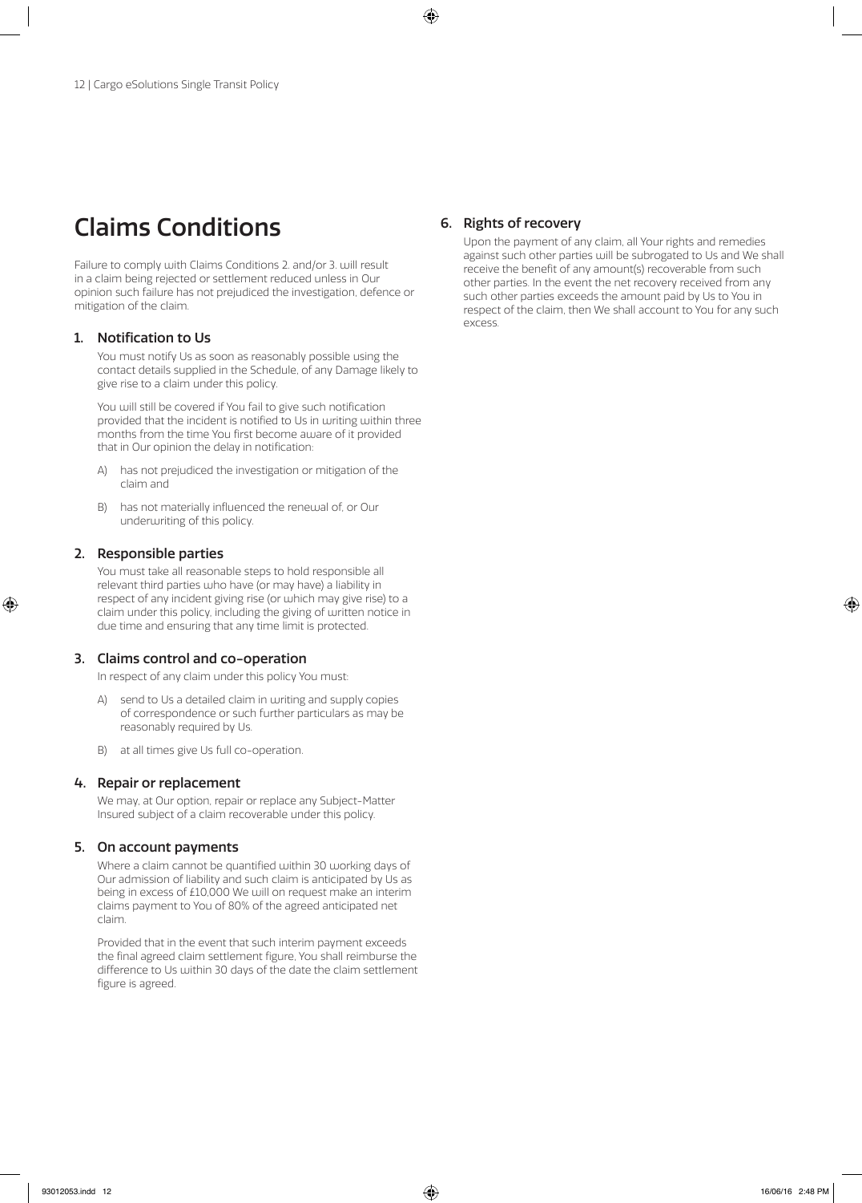# Claims Conditions

Failure to comply with Claims Conditions 2. and/or 3. will result in a claim being rejected or settlement reduced unless in Our opinion such failure has not prejudiced the investigation, defence or mitigation of the claim.

## 1. Notification to Us

You must notify Us as soon as reasonably possible using the contact details supplied in the Schedule, of any Damage likely to give rise to a claim under this policy.

You will still be covered if You fail to give such notification provided that the incident is notified to Us in writing within three months from the time You first become aware of it provided that in Our opinion the delay in notification:

A) has not prejudiced the investigation or mitigation of the claim and

B) has not materially influenced the renewal of, or Our underwriting of this policy.

## 2. Responsible parties

You must take all reasonable steps to hold responsible all relevant third parties who have (or may have) a liability in respect of any incident giving rise (or which may give rise) to a claim under this policy, including the giving of written notice in due time and ensuring that any time limit is protected.

## 3. Claims control and co-operation

In respect of any claim under this policy You must:

A) send to Us a detailed claim in writing and supply copies of correspondence or such further particulars as may be reasonably required by Us.

B) at all times give Us full co-operation.

## 4. Repair or replacement

We may, at Our option, repair or replace any Subject-Matter Insured subject of a claim recoverable under this policy.

## 5. On account payments

Where a claim cannot be quantified within 30 working days of Our admission of liability and such claim is anticipated by Us as being in excess of £10,000 We will on request make an interim claims payment to You of 80% of the agreed anticipated net claim.

Provided that in the event that such interim payment exceeds the final agreed claim settlement figure, You shall reimburse the difference to Us within 30 days of the date the claim settlement figure is agreed.

## 6. Rights of recovery

Upon the payment of any claim, all Your rights and remedies against such other parties will be subrogated to Us and We shall receive the benefit of any amount(s) recoverable from such other parties. In the event the net recovery received from any such other parties exceeds the amount paid by Us to You in respect of the claim, then We shall account to You for any such excess.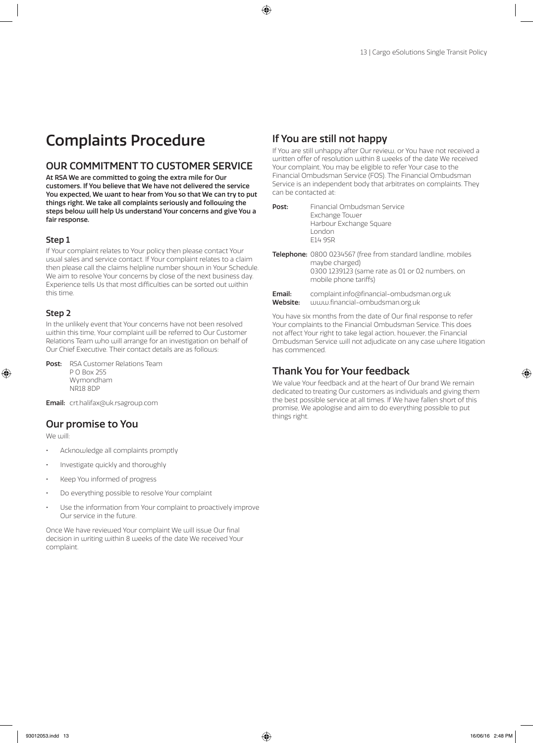# Complaints Procedure

## OUR COMMITMENT TO CUSTOMER SERVICE

**At RSA We are committed to going the extra mile for Our customers. If You believe that We have not delivered the service You expected, We want to hear from You so that We can try to put things right. We take all complaints seriously and following the steps below will help Us understand Your concerns and give You a fair response.**

### Step 1

If Your complaint relates to Your policy then please contact Your usual sales and service contact. If Your complaint relates to a claim then please call the claims helpline number shown in Your Schedule. We aim to resolve Your concerns by close of the next business day. Experience tells Us that most difficulties can be sorted out within this time.

### Step 2

In the unlikely event that Your concerns have not been resolved within this time, Your complaint will be referred to Our Customer Relations Team who will arrange for an investigation on behalf of Our Chief Executive. Their contact details are as follows:

**Post:** RSA Customer Relations Team
P O Box 255
Wymondham
NR18 8DP

**Email:** crt.halifax@uk.rsagroup.com

## Our promise to You

We will:

- Acknowledge all complaints promptly
- Investigate quickly and thoroughly
- Keep You informed of progress
- Do everything possible to resolve Your complaint
- Use the information from Your complaint to proactively improve Our service in the future.

Once We have reviewed Your complaint We will issue Our final decision in writing within 8 weeks of the date We received Your complaint.

## If You are still not happy

If You are still unhappy after Our review, or You have not received a written offer of resolution within 8 weeks of the date We received Your complaint, You may be eligible to refer Your case to the Financial Ombudsman Service (FOS). The Financial Ombudsman Service is an independent body that arbitrates on complaints. They can be contacted at:

**Post:** Financial Ombudsman Service
Exchange Tower
Harbour Exchange Square
London
E14 9SR

**Telephone:** 0800 0234567 (free from standard landline, mobiles maybe charged)
0300 1239123 (same rate as 01 or 02 numbers, on mobile phone tariffs)

**Email:** complaint.info@financial-ombudsman.org.uk
**Website:** www.financial-ombudsman.org.uk

You have six months from the date of Our final response to refer Your complaints to the Financial Ombudsman Service. This does not affect Your right to take legal action, however, the Financial Ombudsman Service will not adjudicate on any case where litigation has commenced.

## Thank You for Your feedback

We value Your feedback and at the heart of Our brand We remain dedicated to treating Our customers as individuals and giving them the best possible service at all times. If We have fallen short of this promise, We apologise and aim to do everything possible to put things right.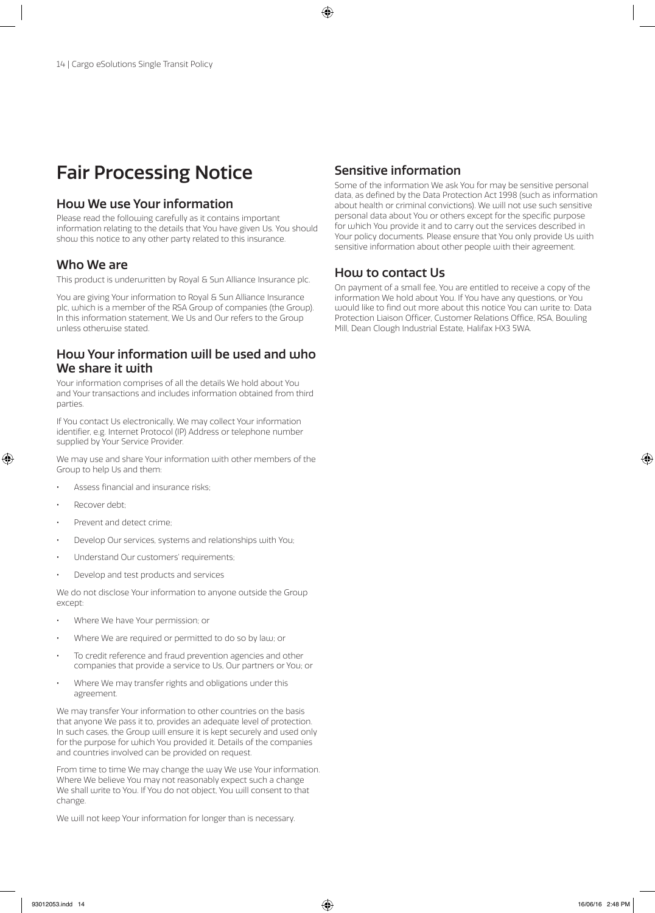# Fair Processing Notice

## How We use Your information

Please read the following carefully as it contains important information relating to the details that You have given Us. You should show this notice to any other party related to this insurance.

## Who We are

This product is underwritten by Royal & Sun Alliance Insurance plc.

You are giving Your information to Royal & Sun Alliance Insurance plc, which is a member of the RSA Group of companies (the Group). In this information statement, We Us and Our refers to the Group unless otherwise stated.

## How Your information will be used and who We share it with

Your information comprises of all the details We hold about You and Your transactions and includes information obtained from third parties.

If You contact Us electronically, We may collect Your information identifier, e.g. Internet Protocol (IP) Address or telephone number supplied by Your Service Provider.

We may use and share Your information with other members of the Group to help Us and them:

- Assess financial and insurance risks;
- Recover debt;
- Prevent and detect crime;
- Develop Our services, systems and relationships with You;
- Understand Our customers' requirements;
- Develop and test products and services

We do not disclose Your information to anyone outside the Group except:

- Where We have Your permission; or
- Where We are required or permitted to do so by law; or
- To credit reference and fraud prevention agencies and other companies that provide a service to Us, Our partners or You; or
- Where We may transfer rights and obligations under this agreement.

We may transfer Your information to other countries on the basis that anyone We pass it to, provides an adequate level of protection. In such cases, the Group will ensure it is kept securely and used only for the purpose for which You provided it. Details of the companies and countries involved can be provided on request.

From time to time We may change the way We use Your information. Where We believe You may not reasonably expect such a change We shall write to You. If You do not object, You will consent to that change.

We will not keep Your information for longer than is necessary.

## Sensitive information

Some of the information We ask You for may be sensitive personal data, as defined by the Data Protection Act 1998 (such as information about health or criminal convictions). We will not use such sensitive personal data about You or others except for the specific purpose for which You provide it and to carry out the services described in Your policy documents. Please ensure that You only provide Us with sensitive information about other people with their agreement.

## How to contact Us

On payment of a small fee, You are entitled to receive a copy of the information We hold about You. If You have any questions, or You would like to find out more about this notice You can write to: Data Protection Liaison Officer, Customer Relations Office, RSA, Bowling Mill, Dean Clough Industrial Estate, Halifax HX3 5WA.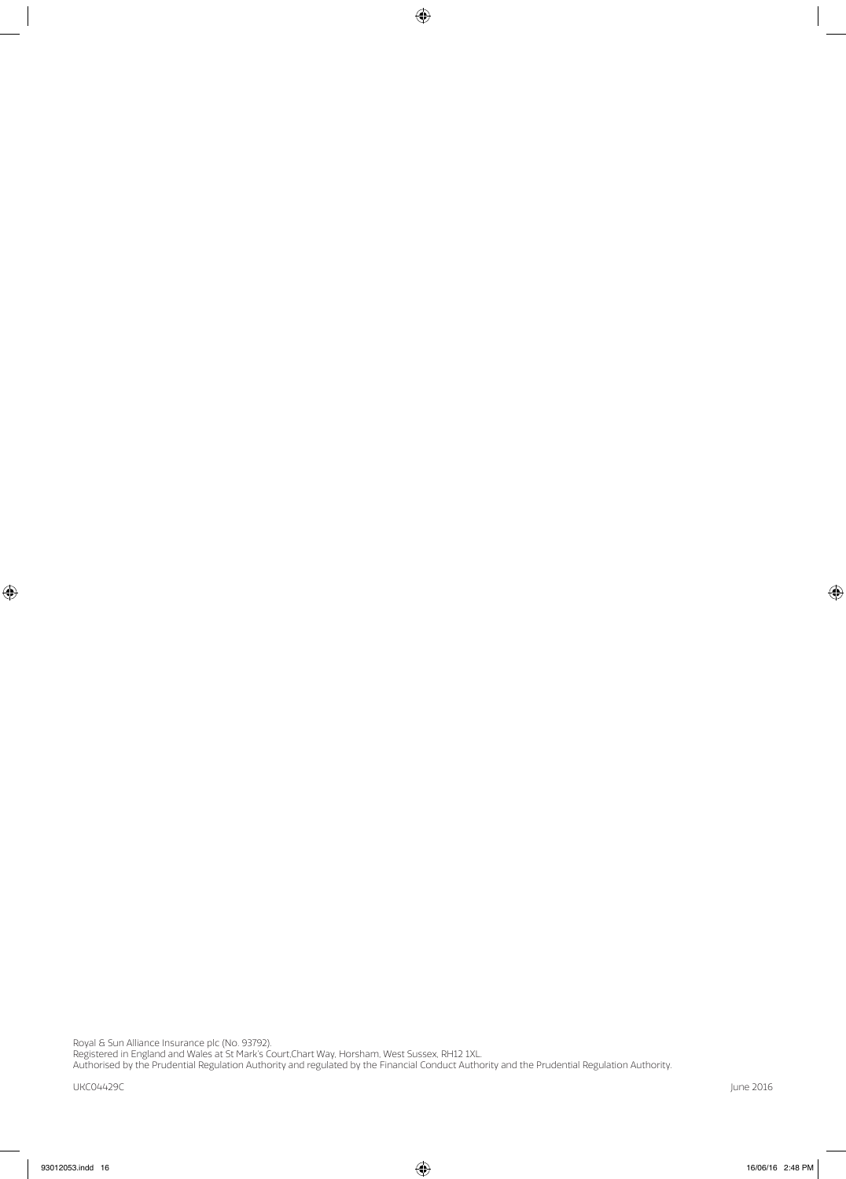Royal & Sun Alliance Insurance plc (No. 93792).
Registered in England and Wales at St Mark's Court,Chart Way, Horsham, West Sussex, RH12 1XL.
Authorised by the Prudential Regulation Authority and regulated by the Financial Conduct Authority and the Prudential Regulation Authority.

UKC04429C

June 2016